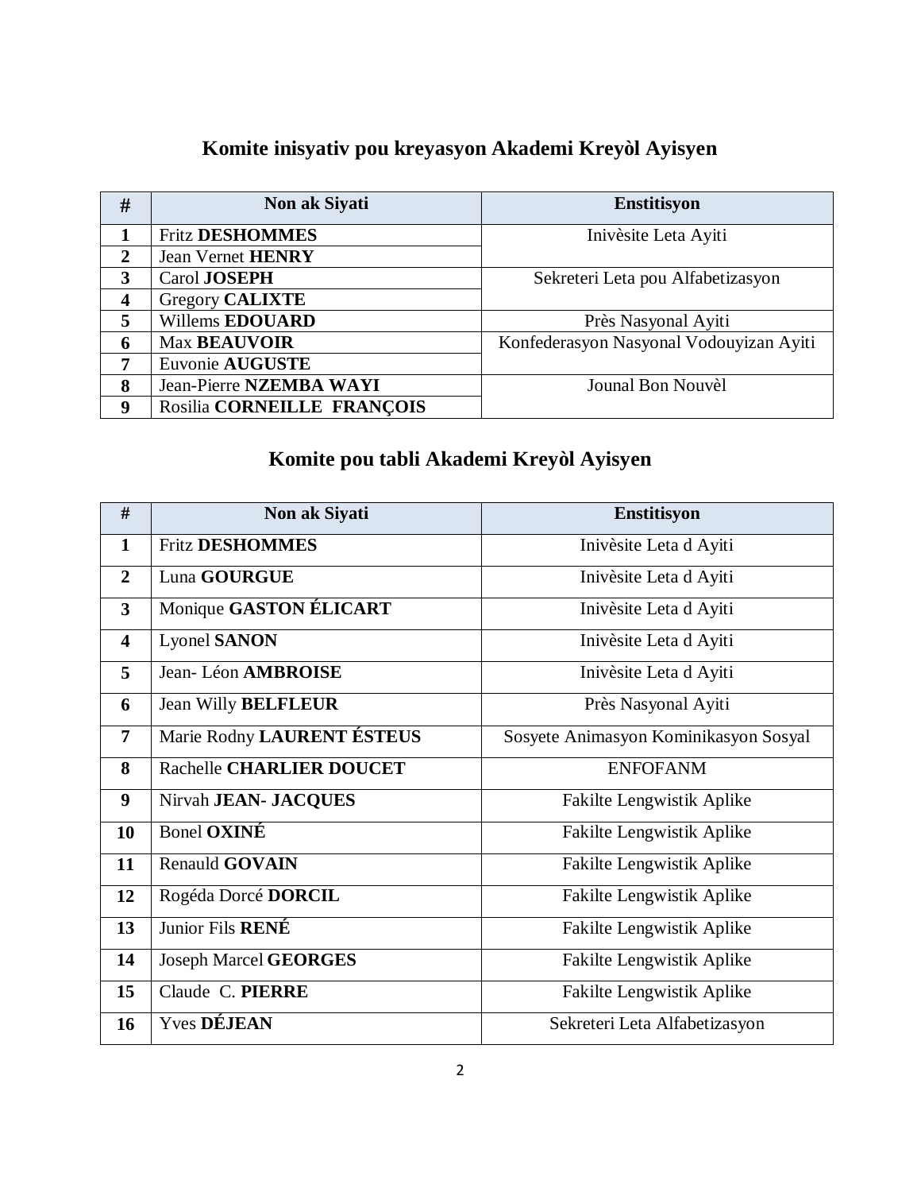## Komite inisyativ pou kreyasyon Akademi Kreyòl Ayisyen

| # | Non ak Siyati | Enstitisyon |
|---|---|---|
| 1 | Fritz **DESHOMMES** | Inivèsite Leta Ayiti |
| 2 | Jean Vernet **HENRY** | |
| 3 | Carol **JOSEPH** | Sekreteri Leta pou Alfabetizasyon |
| 4 | Gregory **CALIXTE** | |
| 5 | Willems **EDOUARD** | Près Nasyonal Ayiti |
| 6 | Max **BEAUVOIR** | Konfederasyon Nasyonal Vodouyizan Ayiti |
| 7 | Euvonie **AUGUSTE** | |
| 8 | Jean-Pierre **NZEMBA WAYI** | Jounal Bon Nouvèl |
| 9 | Rosilia **CORNEILLE FRANÇOIS** | |

## Komite pou tabli Akademi Kreyòl Ayisyen

| # | Non ak Siyati | Enstitisyon |
|---|---|---|
| 1 | Fritz **DESHOMMES** | Inivèsite Leta d Ayiti |
| 2 | Luna **GOURGUE** | Inivèsite Leta d Ayiti |
| 3 | Monique **GASTON ÉLICART** | Inivèsite Leta d Ayiti |
| 4 | Lyonel **SANON** | Inivèsite Leta d Ayiti |
| 5 | Jean- Léon **AMBROISE** | Inivèsite Leta d Ayiti |
| 6 | Jean Willy **BELFLEUR** | Près Nasyonal Ayiti |
| 7 | Marie Rodny **LAURENT ÉSTEUS** | Sosyete Animasyon Kominikasyon Sosyal |
| 8 | Rachelle **CHARLIER DOUCET** | ENFOFANM |
| 9 | Nirvah **JEAN- JACQUES** | Fakilte Lengwistik Aplike |
| 10 | Bonel **OXINÉ** | Fakilte Lengwistik Aplike |
| 11 | Renauld **GOVAIN** | Fakilte Lengwistik Aplike |
| 12 | Rogéda Dorcé **DORCIL** | Fakilte Lengwistik Aplike |
| 13 | Junior Fils **RENÉ** | Fakilte Lengwistik Aplike |
| 14 | Joseph Marcel **GEORGES** | Fakilte Lengwistik Aplike |
| 15 | Claude C. **PIERRE** | Fakilte Lengwistik Aplike |
| 16 | Yves **DÉJEAN** | Sekreteri Leta Alfabetizasyon |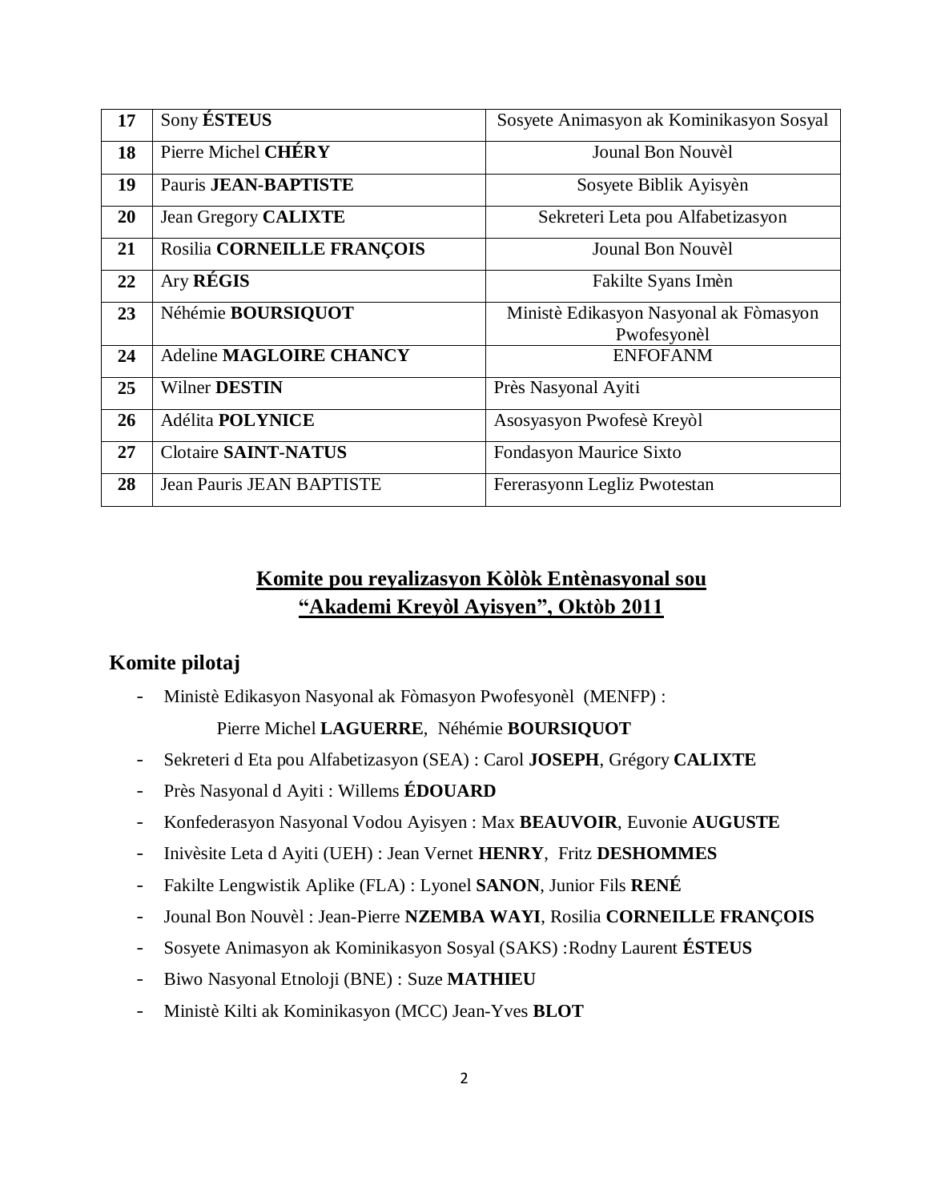| | | |
|---|---|---|
| **17** | Sony **ÉSTEUS** | Sosyete Animasyon ak Kominikasyon Sosyal |
| **18** | Pierre Michel **CHÉRY** | Jounal Bon Nouvèl |
| **19** | Pauris **JEAN-BAPTISTE** | Sosyete Biblik Ayisyèn |
| **20** | Jean Gregory **CALIXTE** | Sekreteri Leta pou Alfabetizasyon |
| **21** | Rosilia **CORNEILLE FRANÇOIS** | Jounal Bon Nouvèl |
| **22** | Ary **RÉGIS** | Fakilte Syans Imèn |
| **23** | Néhémie **BOURSIQUOT** | Ministè Edikasyon Nasyonal ak Fòmasyon Pwofesyonèl |
| **24** | Adeline **MAGLOIRE CHANCY** | ENFOFANM |
| **25** | Wilner **DESTIN** | Près Nasyonal Ayiti |
| **26** | Adélita **POLYNICE** | Asosyasyon Pwofesè Kreyòl |
| **27** | Clotaire **SAINT-NATUS** | Fondasyon Maurice Sixto |
| **28** | Jean Pauris JEAN BAPTISTE | Fererasyonn Legliz Pwotestan |

## Komite pou reyalizasyon Kòlòk Entènasyonal sou "Akademi Kreyòl Ayisyen", Oktòb 2011

### Komite pilotaj

- Ministè Edikasyon Nasyonal ak Fòmasyon Pwofesyonèl (MENFP) :
  Pierre Michel **LAGUERRE**, Néhémie **BOURSIQUOT**
- Sekreteri d Eta pou Alfabetizasyon (SEA) : Carol **JOSEPH**, Grégory **CALIXTE**
- Près Nasyonal d Ayiti : Willems **ÉDOUARD**
- Konfederasyon Nasyonal Vodou Ayisyen : Max **BEAUVOIR**, Euvonie **AUGUSTE**
- Inivèsite Leta d Ayiti (UEH) : Jean Vernet **HENRY**, Fritz **DESHOMMES**
- Fakilte Lengwistik Aplike (FLA) : Lyonel **SANON**, Junior Fils **RENÉ**
- Jounal Bon Nouvèl : Jean-Pierre **NZEMBA WAYI**, Rosilia **CORNEILLE FRANÇOIS**
- Sosyete Animasyon ak Kominikasyon Sosyal (SAKS) :Rodny Laurent **ÉSTEUS**
- Biwo Nasyonal Etnoloji (BNE) : Suze **MATHIEU**
- Ministè Kilti ak Kominikasyon (MCC) Jean-Yves **BLOT**